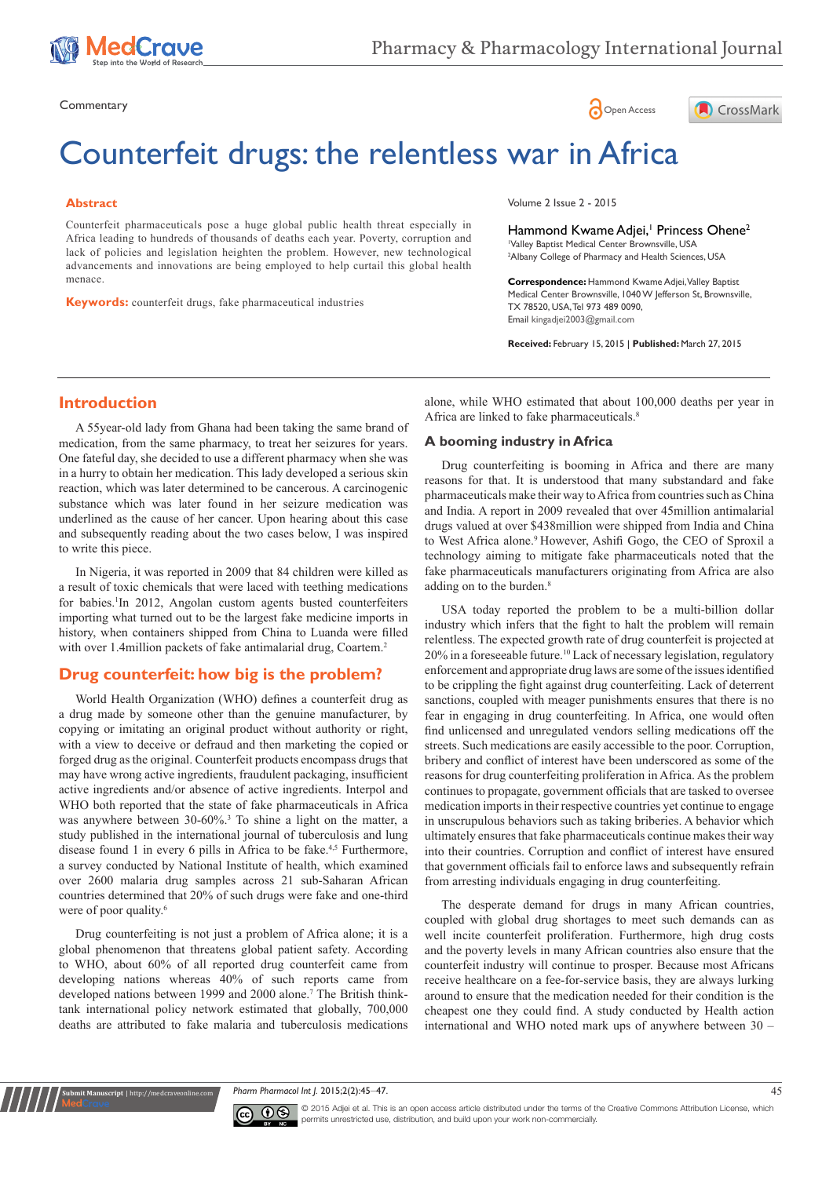Commentary

# Counterfeit drugs: the relentless war in Africa

## Abstract

Counterfeit pharmaceuticals pose a huge global public health threat especially in Africa leading to hundreds of thousands of deaths each year. Poverty, corruption and lack of policies and legislation heighten the problem. However, new technological advancements and innovations are being employed to help curtail this global health menace.

**Keywords:** counterfeit drugs, fake pharmaceutical industries

Volume 2 Issue 2 - 2015

Hammond Kwame Adjei,[1] Princess Ohene[2]

[1]Valley Baptist Medical Center Brownsville, USA
[2]Albany College of Pharmacy and Health Sciences, USA

**Correspondence:** Hammond Kwame Adjei, Valley Baptist Medical Center Brownsville, 1040 W Jefferson St, Brownsville, TX 78520, USA, Tel 973 489 0090, Email kingadjei2003@gmail.com

**Received:** February 15, 2015 | **Published:** March 27, 2015

## Introduction

A 55year-old lady from Ghana had been taking the same brand of medication, from the same pharmacy, to treat her seizures for years. One fateful day, she decided to use a different pharmacy when she was in a hurry to obtain her medication. This lady developed a serious skin reaction, which was later determined to be cancerous. A carcinogenic substance which was later found in her seizure medication was underlined as the cause of her cancer. Upon hearing about this case and subsequently reading about the two cases below, I was inspired to write this piece.

In Nigeria, it was reported in 2009 that 84 children were killed as a result of toxic chemicals that were laced with teething medications for babies.[1]In 2012, Angolan custom agents busted counterfeiters importing what turned out to be the largest fake medicine imports in history, when containers shipped from China to Luanda were filled with over 1.4million packets of fake antimalarial drug, Coartem.[2]

## Drug counterfeit: how big is the problem?

World Health Organization (WHO) defines a counterfeit drug as a drug made by someone other than the genuine manufacturer, by copying or imitating an original product without authority or right, with a view to deceive or defraud and then marketing the copied or forged drug as the original. Counterfeit products encompass drugs that may have wrong active ingredients, fraudulent packaging, insufficient active ingredients and/or absence of active ingredients. Interpol and WHO both reported that the state of fake pharmaceuticals in Africa was anywhere between 30-60%.[3] To shine a light on the matter, a study published in the international journal of tuberculosis and lung disease found 1 in every 6 pills in Africa to be fake.[4,5] Furthermore, a survey conducted by National Institute of health, which examined over 2600 malaria drug samples across 21 sub-Saharan African countries determined that 20% of such drugs were fake and one-third were of poor quality.[6]

Drug counterfeiting is not just a problem of Africa alone; it is a global phenomenon that threatens global patient safety. According to WHO, about 60% of all reported drug counterfeit came from developing nations whereas 40% of such reports came from developed nations between 1999 and 2000 alone.[7] The British think-tank international policy network estimated that globally, 700,000 deaths are attributed to fake malaria and tuberculosis medications alone, while WHO estimated that about 100,000 deaths per year in Africa are linked to fake pharmaceuticals.[8]

### A booming industry in Africa

Drug counterfeiting is booming in Africa and there are many reasons for that. It is understood that many substandard and fake pharmaceuticals make their way to Africa from countries such as China and India. A report in 2009 revealed that over 45million antimalarial drugs valued at over $438million were shipped from India and China to West Africa alone.[9] However, Ashifi Gogo, the CEO of Sproxil a technology aiming to mitigate fake pharmaceuticals noted that the fake pharmaceuticals manufacturers originating from Africa are also adding on to the burden.[8]

USA today reported the problem to be a multi-billion dollar industry which infers that the fight to halt the problem will remain relentless. The expected growth rate of drug counterfeit is projected at 20% in a foreseeable future.[10] Lack of necessary legislation, regulatory enforcement and appropriate drug laws are some of the issues identified to be crippling the fight against drug counterfeiting. Lack of deterrent sanctions, coupled with meager punishments ensures that there is no fear in engaging in drug counterfeiting. In Africa, one would often find unlicensed and unregulated vendors selling medications off the streets. Such medications are easily accessible to the poor. Corruption, bribery and conflict of interest have been underscored as some of the reasons for drug counterfeiting proliferation in Africa. As the problem continues to propagate, government officials that are tasked to oversee medication imports in their respective countries yet continue to engage in unscrupulous behaviors such as taking briberies. A behavior which ultimately ensures that fake pharmaceuticals continue makes their way into their countries. Corruption and conflict of interest have ensured that government officials fail to enforce laws and subsequently refrain from arresting individuals engaging in drug counterfeiting.

The desperate demand for drugs in many African countries, coupled with global drug shortages to meet such demands can as well incite counterfeit proliferation. Furthermore, high drug costs and the poverty levels in many African countries also ensure that the counterfeit industry will continue to prosper. Because most Africans receive healthcare on a fee-for-service basis, they are always lurking around to ensure that the medication needed for their condition is the cheapest one they could find. A study conducted by Health action international and WHO noted mark ups of anywhere between 30 –

© 2015 Adjei et al. This is an open access article distributed under the terms of the Creative Commons Attribution License, which permits unrestricted use, distribution, and build upon your work non-commercially.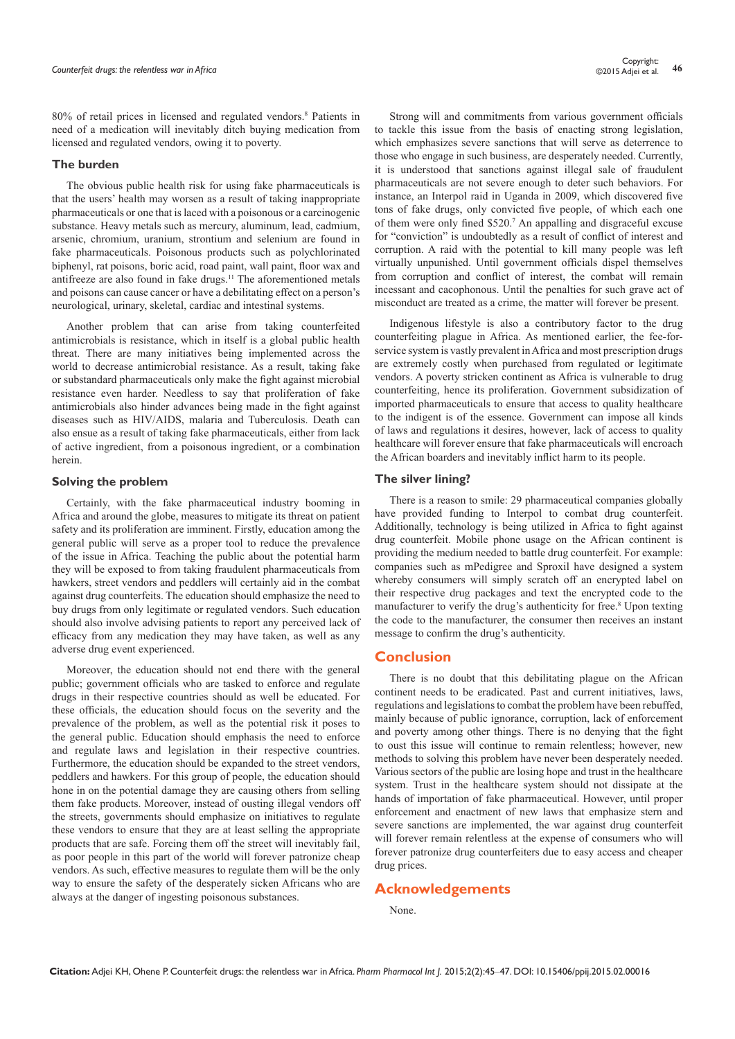80% of retail prices in licensed and regulated vendors.[8] Patients in need of a medication will inevitably ditch buying medication from licensed and regulated vendors, owing it to poverty.

### The burden

The obvious public health risk for using fake pharmaceuticals is that the users' health may worsen as a result of taking inappropriate pharmaceuticals or one that is laced with a poisonous or a carcinogenic substance. Heavy metals such as mercury, aluminum, lead, cadmium, arsenic, chromium, uranium, strontium and selenium are found in fake pharmaceuticals. Poisonous products such as polychlorinated biphenyl, rat poisons, boric acid, road paint, wall paint, floor wax and antifreeze are also found in fake drugs.[11] The aforementioned metals and poisons can cause cancer or have a debilitating effect on a person's neurological, urinary, skeletal, cardiac and intestinal systems.

Another problem that can arise from taking counterfeited antimicrobials is resistance, which in itself is a global public health threat. There are many initiatives being implemented across the world to decrease antimicrobial resistance. As a result, taking fake or substandard pharmaceuticals only make the fight against microbial resistance even harder. Needless to say that proliferation of fake antimicrobials also hinder advances being made in the fight against diseases such as HIV/AIDS, malaria and Tuberculosis. Death can also ensue as a result of taking fake pharmaceuticals, either from lack of active ingredient, from a poisonous ingredient, or a combination herein.

### Solving the problem

Certainly, with the fake pharmaceutical industry booming in Africa and around the globe, measures to mitigate its threat on patient safety and its proliferation are imminent. Firstly, education among the general public will serve as a proper tool to reduce the prevalence of the issue in Africa. Teaching the public about the potential harm they will be exposed to from taking fraudulent pharmaceuticals from hawkers, street vendors and peddlers will certainly aid in the combat against drug counterfeits. The education should emphasize the need to buy drugs from only legitimate or regulated vendors. Such education should also involve advising patients to report any perceived lack of efficacy from any medication they may have taken, as well as any adverse drug event experienced.

Moreover, the education should not end there with the general public; government officials who are tasked to enforce and regulate drugs in their respective countries should as well be educated. For these officials, the education should focus on the severity and the prevalence of the problem, as well as the potential risk it poses to the general public. Education should emphasis the need to enforce and regulate laws and legislation in their respective countries. Furthermore, the education should be expanded to the street vendors, peddlers and hawkers. For this group of people, the education should hone in on the potential damage they are causing others from selling them fake products. Moreover, instead of ousting illegal vendors off the streets, governments should emphasize on initiatives to regulate these vendors to ensure that they are at least selling the appropriate products that are safe. Forcing them off the street will inevitably fail, as poor people in this part of the world will forever patronize cheap vendors. As such, effective measures to regulate them will be the only way to ensure the safety of the desperately sicken Africans who are always at the danger of ingesting poisonous substances.

Strong will and commitments from various government officials to tackle this issue from the basis of enacting strong legislation, which emphasizes severe sanctions that will serve as deterrence to those who engage in such business, are desperately needed. Currently, it is understood that sanctions against illegal sale of fraudulent pharmaceuticals are not severe enough to deter such behaviors. For instance, an Interpol raid in Uganda in 2009, which discovered five tons of fake drugs, only convicted five people, of which each one of them were only fined $520.[7] An appalling and disgraceful excuse for "conviction" is undoubtedly as a result of conflict of interest and corruption. A raid with the potential to kill many people was left virtually unpunished. Until government officials dispel themselves from corruption and conflict of interest, the combat will remain incessant and cacophonous. Until the penalties for such grave act of misconduct are treated as a crime, the matter will forever be present.

Indigenous lifestyle is also a contributory factor to the drug counterfeiting plague in Africa. As mentioned earlier, the fee-for-service system is vastly prevalent in Africa and most prescription drugs are extremely costly when purchased from regulated or legitimate vendors. A poverty stricken continent as Africa is vulnerable to drug counterfeiting, hence its proliferation. Government subsidization of imported pharmaceuticals to ensure that access to quality healthcare to the indigent is of the essence. Government can impose all kinds of laws and regulations it desires, however, lack of access to quality healthcare will forever ensure that fake pharmaceuticals will encroach the African boarders and inevitably inflict harm to its people.

### The silver lining?

There is a reason to smile: 29 pharmaceutical companies globally have provided funding to Interpol to combat drug counterfeit. Additionally, technology is being utilized in Africa to fight against drug counterfeit. Mobile phone usage on the African continent is providing the medium needed to battle drug counterfeit. For example: companies such as mPedigree and Sproxil have designed a system whereby consumers will simply scratch off an encrypted label on their respective drug packages and text the encrypted code to the manufacturer to verify the drug's authenticity for free.[8] Upon texting the code to the manufacturer, the consumer then receives an instant message to confirm the drug's authenticity.

## Conclusion

There is no doubt that this debilitating plague on the African continent needs to be eradicated. Past and current initiatives, laws, regulations and legislations to combat the problem have been rebuffed, mainly because of public ignorance, corruption, lack of enforcement and poverty among other things. There is no denying that the fight to oust this issue will continue to remain relentless; however, new methods to solving this problem have never been desperately needed. Various sectors of the public are losing hope and trust in the healthcare system. Trust in the healthcare system should not dissipate at the hands of importation of fake pharmaceutical. However, until proper enforcement and enactment of new laws that emphasize stern and severe sanctions are implemented, the war against drug counterfeit will forever remain relentless at the expense of consumers who will forever patronize drug counterfeiters due to easy access and cheaper drug prices.

## Acknowledgements

None.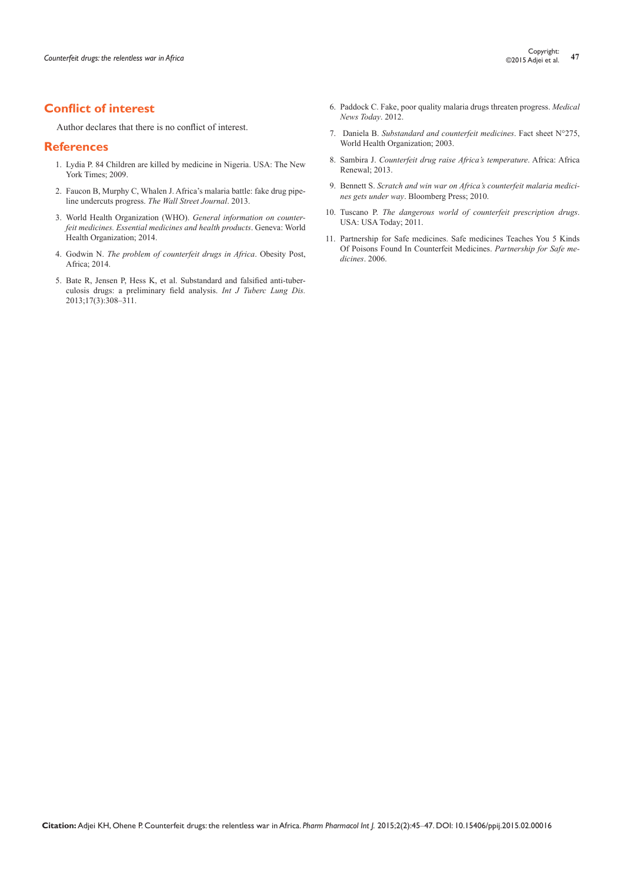## Conflict of interest

Author declares that there is no conflict of interest.

## References

1. Lydia P. 84 Children are killed by medicine in Nigeria. USA: The New York Times; 2009.
2. Faucon B, Murphy C, Whalen J. Africa's malaria battle: fake drug pipeline undercuts progress. *The Wall Street Journal*. 2013.
3. World Health Organization (WHO). *General information on counterfeit medicines. Essential medicines and health products*. Geneva: World Health Organization; 2014.
4. Godwin N. *The problem of counterfeit drugs in Africa*. Obesity Post, Africa; 2014.
5. Bate R, Jensen P, Hess K, et al. Substandard and falsified anti-tuberculosis drugs: a preliminary field analysis. *Int J Tuberc Lung Dis.* 2013;17(3):308–311.
6. Paddock C. Fake, poor quality malaria drugs threaten progress. *Medical News Today*. 2012.
7. Daniela B. *Substandard and counterfeit medicines*. Fact sheet N°275, World Health Organization; 2003.
8. Sambira J. *Counterfeit drug raise Africa's temperature*. Africa: Africa Renewal; 2013.
9. Bennett S. *Scratch and win war on Africa's counterfeit malaria medicines gets under way*. Bloomberg Press; 2010.
10. Tuscano P. *The dangerous world of counterfeit prescription drugs*. USA: USA Today; 2011.
11. Partnership for Safe medicines. Safe medicines Teaches You 5 Kinds Of Poisons Found In Counterfeit Medicines. *Partnership for Safe medicines*. 2006.